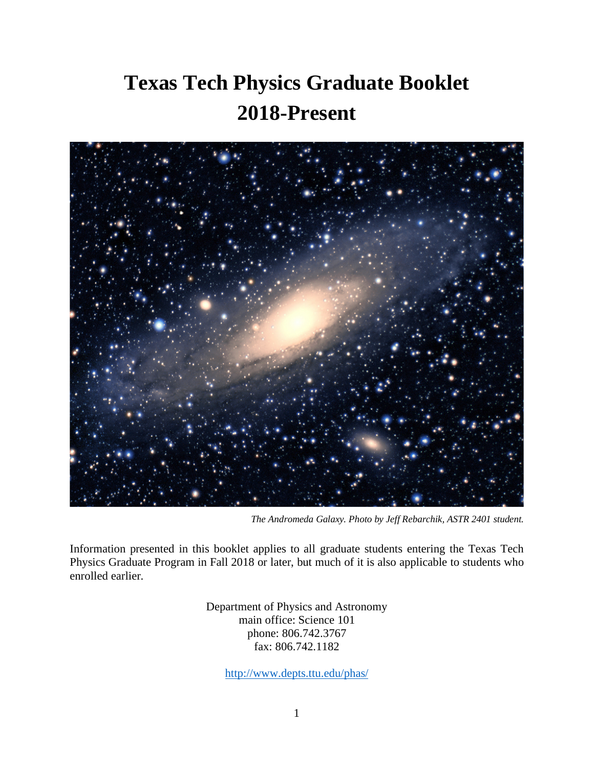# Texas Tech Physics Graduate Booklet 2018-Present

*The Andromeda Galaxy. Photo by Jeff Rebarchik, ASTR 2401 student.*

Information presented in this booklet applies to all graduate students entering the Texas Tech Physics Graduate Program in Fall 2018 or later, but much of it is also applicable to students who enrolled earlier.

Department of Physics and Astronomy
main office: Science 101
phone: 806.742.3767
fax: 806.742.1182

http://www.depts.ttu.edu/phas/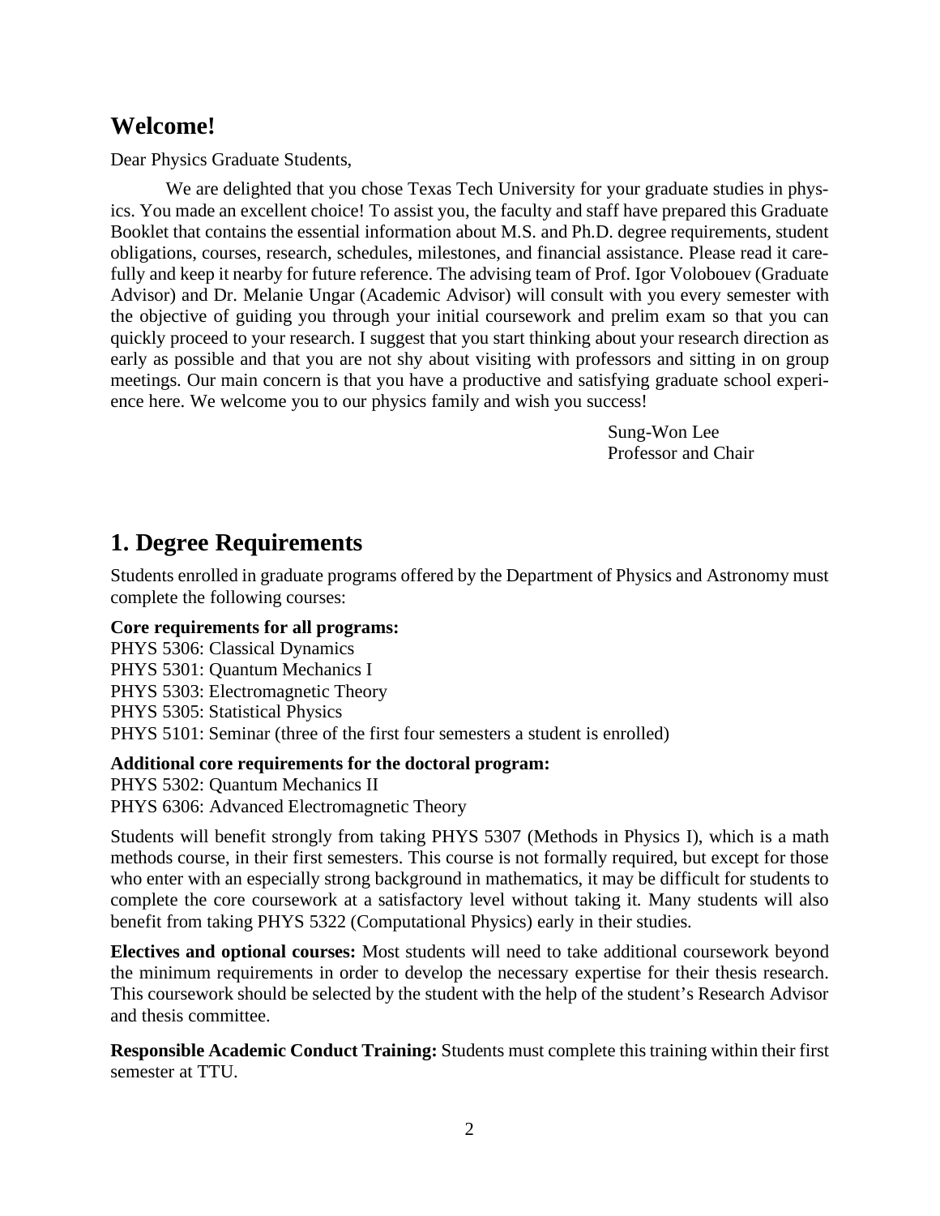## Welcome!

Dear Physics Graduate Students,

We are delighted that you chose Texas Tech University for your graduate studies in physics. You made an excellent choice! To assist you, the faculty and staff have prepared this Graduate Booklet that contains the essential information about M.S. and Ph.D. degree requirements, student obligations, courses, research, schedules, milestones, and financial assistance. Please read it carefully and keep it nearby for future reference. The advising team of Prof. Igor Volobouev (Graduate Advisor) and Dr. Melanie Ungar (Academic Advisor) will consult with you every semester with the objective of guiding you through your initial coursework and prelim exam so that you can quickly proceed to your research. I suggest that you start thinking about your research direction as early as possible and that you are not shy about visiting with professors and sitting in on group meetings. Our main concern is that you have a productive and satisfying graduate school experience here. We welcome you to our physics family and wish you success!

Sung-Won Lee
Professor and Chair

## 1. Degree Requirements

Students enrolled in graduate programs offered by the Department of Physics and Astronomy must complete the following courses:

**Core requirements for all programs:**
PHYS 5306: Classical Dynamics
PHYS 5301: Quantum Mechanics I
PHYS 5303: Electromagnetic Theory
PHYS 5305: Statistical Physics
PHYS 5101: Seminar (three of the first four semesters a student is enrolled)

**Additional core requirements for the doctoral program:**
PHYS 5302: Quantum Mechanics II
PHYS 6306: Advanced Electromagnetic Theory

Students will benefit strongly from taking PHYS 5307 (Methods in Physics I), which is a math methods course, in their first semesters. This course is not formally required, but except for those who enter with an especially strong background in mathematics, it may be difficult for students to complete the core coursework at a satisfactory level without taking it. Many students will also benefit from taking PHYS 5322 (Computational Physics) early in their studies.

**Electives and optional courses:** Most students will need to take additional coursework beyond the minimum requirements in order to develop the necessary expertise for their thesis research. This coursework should be selected by the student with the help of the student's Research Advisor and thesis committee.

**Responsible Academic Conduct Training:** Students must complete this training within their first semester at TTU.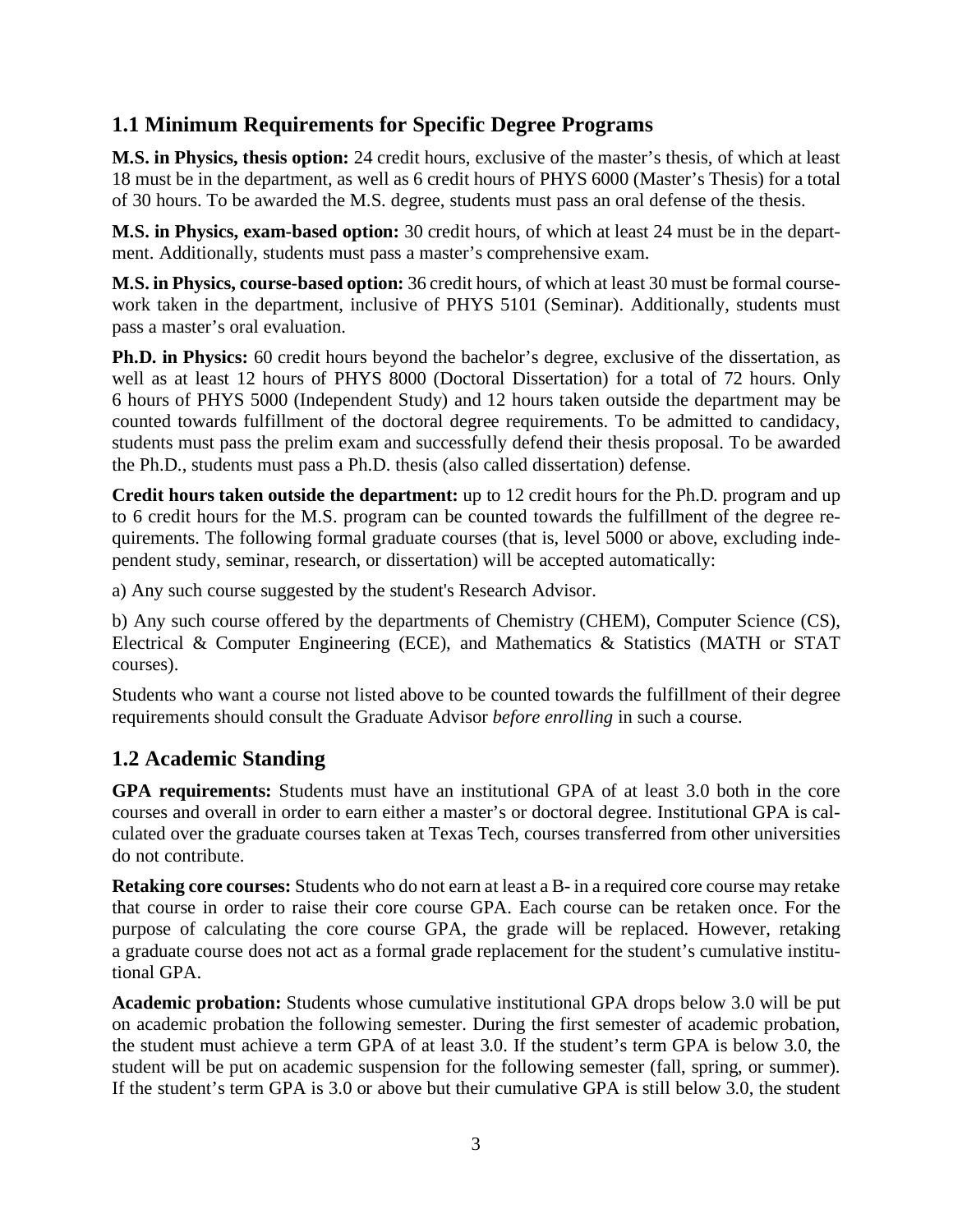## 1.1 Minimum Requirements for Specific Degree Programs

**M.S. in Physics, thesis option:** 24 credit hours, exclusive of the master's thesis, of which at least 18 must be in the department, as well as 6 credit hours of PHYS 6000 (Master's Thesis) for a total of 30 hours. To be awarded the M.S. degree, students must pass an oral defense of the thesis.

**M.S. in Physics, exam-based option:** 30 credit hours, of which at least 24 must be in the department. Additionally, students must pass a master's comprehensive exam.

**M.S. in Physics, course-based option:** 36 credit hours, of which at least 30 must be formal coursework taken in the department, inclusive of PHYS 5101 (Seminar). Additionally, students must pass a master's oral evaluation.

**Ph.D. in Physics:** 60 credit hours beyond the bachelor's degree, exclusive of the dissertation, as well as at least 12 hours of PHYS 8000 (Doctoral Dissertation) for a total of 72 hours. Only 6 hours of PHYS 5000 (Independent Study) and 12 hours taken outside the department may be counted towards fulfillment of the doctoral degree requirements. To be admitted to candidacy, students must pass the prelim exam and successfully defend their thesis proposal. To be awarded the Ph.D., students must pass a Ph.D. thesis (also called dissertation) defense.

**Credit hours taken outside the department:** up to 12 credit hours for the Ph.D. program and up to 6 credit hours for the M.S. program can be counted towards the fulfillment of the degree requirements. The following formal graduate courses (that is, level 5000 or above, excluding independent study, seminar, research, or dissertation) will be accepted automatically:

a) Any such course suggested by the student's Research Advisor.

b) Any such course offered by the departments of Chemistry (CHEM), Computer Science (CS), Electrical & Computer Engineering (ECE), and Mathematics & Statistics (MATH or STAT courses).

Students who want a course not listed above to be counted towards the fulfillment of their degree requirements should consult the Graduate Advisor *before enrolling* in such a course.

## 1.2 Academic Standing

**GPA requirements:** Students must have an institutional GPA of at least 3.0 both in the core courses and overall in order to earn either a master's or doctoral degree. Institutional GPA is calculated over the graduate courses taken at Texas Tech, courses transferred from other universities do not contribute.

**Retaking core courses:** Students who do not earn at least a B- in a required core course may retake that course in order to raise their core course GPA. Each course can be retaken once. For the purpose of calculating the core course GPA, the grade will be replaced. However, retaking a graduate course does not act as a formal grade replacement for the student's cumulative institutional GPA.

**Academic probation:** Students whose cumulative institutional GPA drops below 3.0 will be put on academic probation the following semester. During the first semester of academic probation, the student must achieve a term GPA of at least 3.0. If the student's term GPA is below 3.0, the student will be put on academic suspension for the following semester (fall, spring, or summer). If the student's term GPA is 3.0 or above but their cumulative GPA is still below 3.0, the student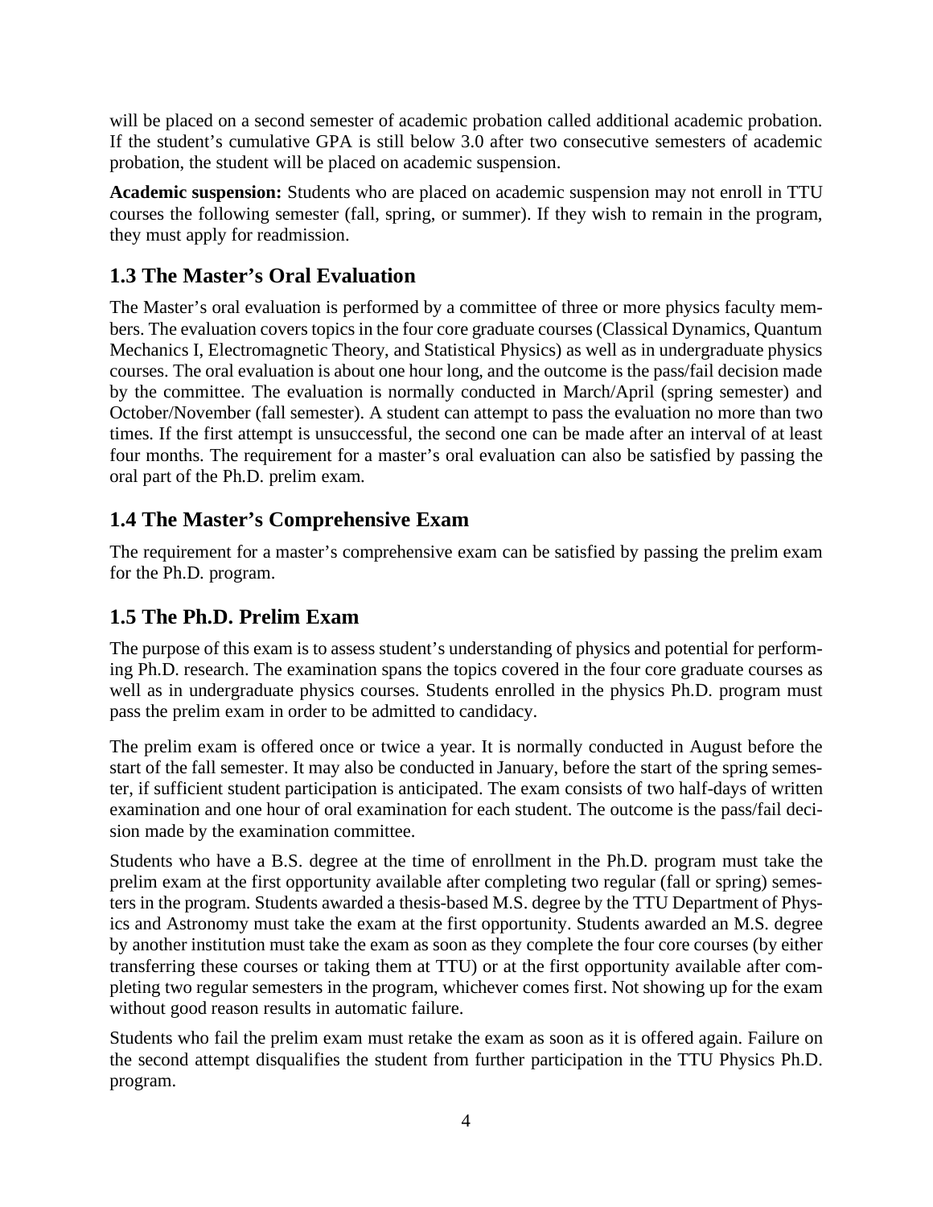will be placed on a second semester of academic probation called additional academic probation. If the student's cumulative GPA is still below 3.0 after two consecutive semesters of academic probation, the student will be placed on academic suspension.

**Academic suspension:** Students who are placed on academic suspension may not enroll in TTU courses the following semester (fall, spring, or summer). If they wish to remain in the program, they must apply for readmission.

## 1.3 The Master's Oral Evaluation

The Master's oral evaluation is performed by a committee of three or more physics faculty members. The evaluation covers topics in the four core graduate courses (Classical Dynamics, Quantum Mechanics I, Electromagnetic Theory, and Statistical Physics) as well as in undergraduate physics courses. The oral evaluation is about one hour long, and the outcome is the pass/fail decision made by the committee. The evaluation is normally conducted in March/April (spring semester) and October/November (fall semester). A student can attempt to pass the evaluation no more than two times. If the first attempt is unsuccessful, the second one can be made after an interval of at least four months. The requirement for a master's oral evaluation can also be satisfied by passing the oral part of the Ph.D. prelim exam.

## 1.4 The Master's Comprehensive Exam

The requirement for a master's comprehensive exam can be satisfied by passing the prelim exam for the Ph.D. program.

## 1.5 The Ph.D. Prelim Exam

The purpose of this exam is to assess student's understanding of physics and potential for performing Ph.D. research. The examination spans the topics covered in the four core graduate courses as well as in undergraduate physics courses. Students enrolled in the physics Ph.D. program must pass the prelim exam in order to be admitted to candidacy.

The prelim exam is offered once or twice a year. It is normally conducted in August before the start of the fall semester. It may also be conducted in January, before the start of the spring semester, if sufficient student participation is anticipated. The exam consists of two half-days of written examination and one hour of oral examination for each student. The outcome is the pass/fail decision made by the examination committee.

Students who have a B.S. degree at the time of enrollment in the Ph.D. program must take the prelim exam at the first opportunity available after completing two regular (fall or spring) semesters in the program. Students awarded a thesis-based M.S. degree by the TTU Department of Physics and Astronomy must take the exam at the first opportunity. Students awarded an M.S. degree by another institution must take the exam as soon as they complete the four core courses (by either transferring these courses or taking them at TTU) or at the first opportunity available after completing two regular semesters in the program, whichever comes first. Not showing up for the exam without good reason results in automatic failure.

Students who fail the prelim exam must retake the exam as soon as it is offered again. Failure on the second attempt disqualifies the student from further participation in the TTU Physics Ph.D. program.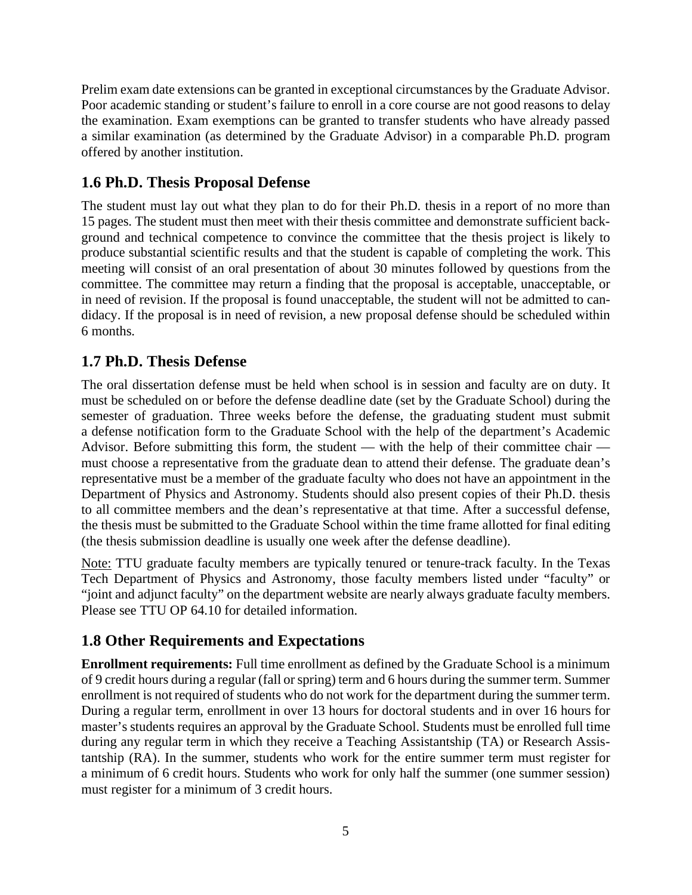Prelim exam date extensions can be granted in exceptional circumstances by the Graduate Advisor. Poor academic standing or student's failure to enroll in a core course are not good reasons to delay the examination. Exam exemptions can be granted to transfer students who have already passed a similar examination (as determined by the Graduate Advisor) in a comparable Ph.D. program offered by another institution.

## 1.6 Ph.D. Thesis Proposal Defense

The student must lay out what they plan to do for their Ph.D. thesis in a report of no more than 15 pages. The student must then meet with their thesis committee and demonstrate sufficient background and technical competence to convince the committee that the thesis project is likely to produce substantial scientific results and that the student is capable of completing the work. This meeting will consist of an oral presentation of about 30 minutes followed by questions from the committee. The committee may return a finding that the proposal is acceptable, unacceptable, or in need of revision. If the proposal is found unacceptable, the student will not be admitted to candidacy. If the proposal is in need of revision, a new proposal defense should be scheduled within 6 months.

## 1.7 Ph.D. Thesis Defense

The oral dissertation defense must be held when school is in session and faculty are on duty. It must be scheduled on or before the defense deadline date (set by the Graduate School) during the semester of graduation. Three weeks before the defense, the graduating student must submit a defense notification form to the Graduate School with the help of the department's Academic Advisor. Before submitting this form, the student — with the help of their committee chair — must choose a representative from the graduate dean to attend their defense. The graduate dean's representative must be a member of the graduate faculty who does not have an appointment in the Department of Physics and Astronomy. Students should also present copies of their Ph.D. thesis to all committee members and the dean's representative at that time. After a successful defense, the thesis must be submitted to the Graduate School within the time frame allotted for final editing (the thesis submission deadline is usually one week after the defense deadline).

Note: TTU graduate faculty members are typically tenured or tenure-track faculty. In the Texas Tech Department of Physics and Astronomy, those faculty members listed under "faculty" or "joint and adjunct faculty" on the department website are nearly always graduate faculty members. Please see TTU OP 64.10 for detailed information.

## 1.8 Other Requirements and Expectations

**Enrollment requirements:** Full time enrollment as defined by the Graduate School is a minimum of 9 credit hours during a regular (fall or spring) term and 6 hours during the summer term. Summer enrollment is not required of students who do not work for the department during the summer term. During a regular term, enrollment in over 13 hours for doctoral students and in over 16 hours for master's students requires an approval by the Graduate School. Students must be enrolled full time during any regular term in which they receive a Teaching Assistantship (TA) or Research Assistantship (RA). In the summer, students who work for the entire summer term must register for a minimum of 6 credit hours. Students who work for only half the summer (one summer session) must register for a minimum of 3 credit hours.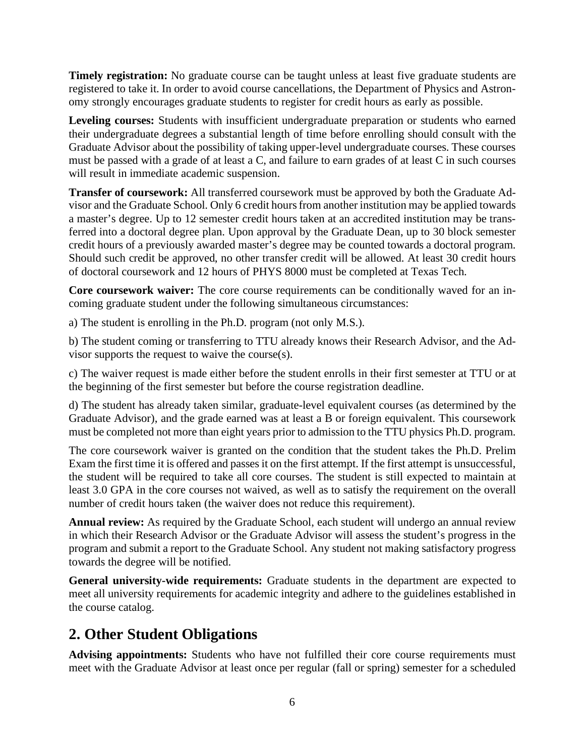**Timely registration:** No graduate course can be taught unless at least five graduate students are registered to take it. In order to avoid course cancellations, the Department of Physics and Astronomy strongly encourages graduate students to register for credit hours as early as possible.

**Leveling courses:** Students with insufficient undergraduate preparation or students who earned their undergraduate degrees a substantial length of time before enrolling should consult with the Graduate Advisor about the possibility of taking upper-level undergraduate courses. These courses must be passed with a grade of at least a C, and failure to earn grades of at least C in such courses will result in immediate academic suspension.

**Transfer of coursework:** All transferred coursework must be approved by both the Graduate Advisor and the Graduate School. Only 6 credit hours from another institution may be applied towards a master's degree. Up to 12 semester credit hours taken at an accredited institution may be transferred into a doctoral degree plan. Upon approval by the Graduate Dean, up to 30 block semester credit hours of a previously awarded master's degree may be counted towards a doctoral program. Should such credit be approved, no other transfer credit will be allowed. At least 30 credit hours of doctoral coursework and 12 hours of PHYS 8000 must be completed at Texas Tech.

**Core coursework waiver:** The core course requirements can be conditionally waved for an incoming graduate student under the following simultaneous circumstances:

a) The student is enrolling in the Ph.D. program (not only M.S.).

b) The student coming or transferring to TTU already knows their Research Advisor, and the Advisor supports the request to waive the course(s).

c) The waiver request is made either before the student enrolls in their first semester at TTU or at the beginning of the first semester but before the course registration deadline.

d) The student has already taken similar, graduate-level equivalent courses (as determined by the Graduate Advisor), and the grade earned was at least a B or foreign equivalent. This coursework must be completed not more than eight years prior to admission to the TTU physics Ph.D. program.

The core coursework waiver is granted on the condition that the student takes the Ph.D. Prelim Exam the first time it is offered and passes it on the first attempt. If the first attempt is unsuccessful, the student will be required to take all core courses. The student is still expected to maintain at least 3.0 GPA in the core courses not waived, as well as to satisfy the requirement on the overall number of credit hours taken (the waiver does not reduce this requirement).

**Annual review:** As required by the Graduate School, each student will undergo an annual review in which their Research Advisor or the Graduate Advisor will assess the student's progress in the program and submit a report to the Graduate School. Any student not making satisfactory progress towards the degree will be notified.

**General university-wide requirements:** Graduate students in the department are expected to meet all university requirements for academic integrity and adhere to the guidelines established in the course catalog.

## 2. Other Student Obligations

**Advising appointments:** Students who have not fulfilled their core course requirements must meet with the Graduate Advisor at least once per regular (fall or spring) semester for a scheduled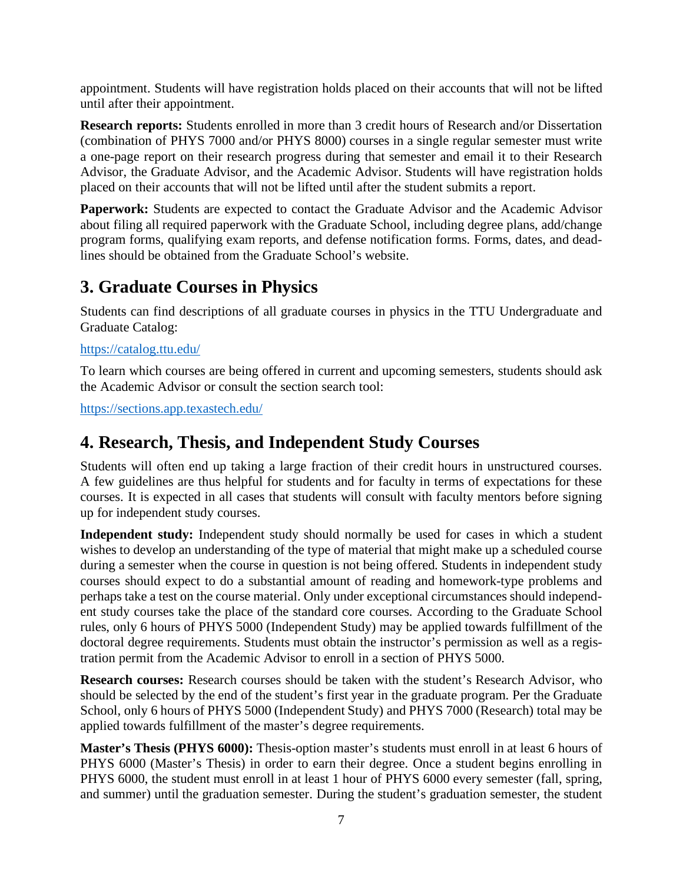appointment. Students will have registration holds placed on their accounts that will not be lifted until after their appointment.

**Research reports:** Students enrolled in more than 3 credit hours of Research and/or Dissertation (combination of PHYS 7000 and/or PHYS 8000) courses in a single regular semester must write a one-page report on their research progress during that semester and email it to their Research Advisor, the Graduate Advisor, and the Academic Advisor. Students will have registration holds placed on their accounts that will not be lifted until after the student submits a report.

**Paperwork:** Students are expected to contact the Graduate Advisor and the Academic Advisor about filing all required paperwork with the Graduate School, including degree plans, add/change program forms, qualifying exam reports, and defense notification forms. Forms, dates, and deadlines should be obtained from the Graduate School's website.

## 3. Graduate Courses in Physics

Students can find descriptions of all graduate courses in physics in the TTU Undergraduate and Graduate Catalog:

https://catalog.ttu.edu/

To learn which courses are being offered in current and upcoming semesters, students should ask the Academic Advisor or consult the section search tool:

https://sections.app.texastech.edu/

## 4. Research, Thesis, and Independent Study Courses

Students will often end up taking a large fraction of their credit hours in unstructured courses. A few guidelines are thus helpful for students and for faculty in terms of expectations for these courses. It is expected in all cases that students will consult with faculty mentors before signing up for independent study courses.

**Independent study:** Independent study should normally be used for cases in which a student wishes to develop an understanding of the type of material that might make up a scheduled course during a semester when the course in question is not being offered. Students in independent study courses should expect to do a substantial amount of reading and homework-type problems and perhaps take a test on the course material. Only under exceptional circumstances should independent study courses take the place of the standard core courses. According to the Graduate School rules, only 6 hours of PHYS 5000 (Independent Study) may be applied towards fulfillment of the doctoral degree requirements. Students must obtain the instructor's permission as well as a registration permit from the Academic Advisor to enroll in a section of PHYS 5000.

**Research courses:** Research courses should be taken with the student's Research Advisor, who should be selected by the end of the student's first year in the graduate program. Per the Graduate School, only 6 hours of PHYS 5000 (Independent Study) and PHYS 7000 (Research) total may be applied towards fulfillment of the master's degree requirements.

**Master's Thesis (PHYS 6000):** Thesis-option master's students must enroll in at least 6 hours of PHYS 6000 (Master's Thesis) in order to earn their degree. Once a student begins enrolling in PHYS 6000, the student must enroll in at least 1 hour of PHYS 6000 every semester (fall, spring, and summer) until the graduation semester. During the student's graduation semester, the student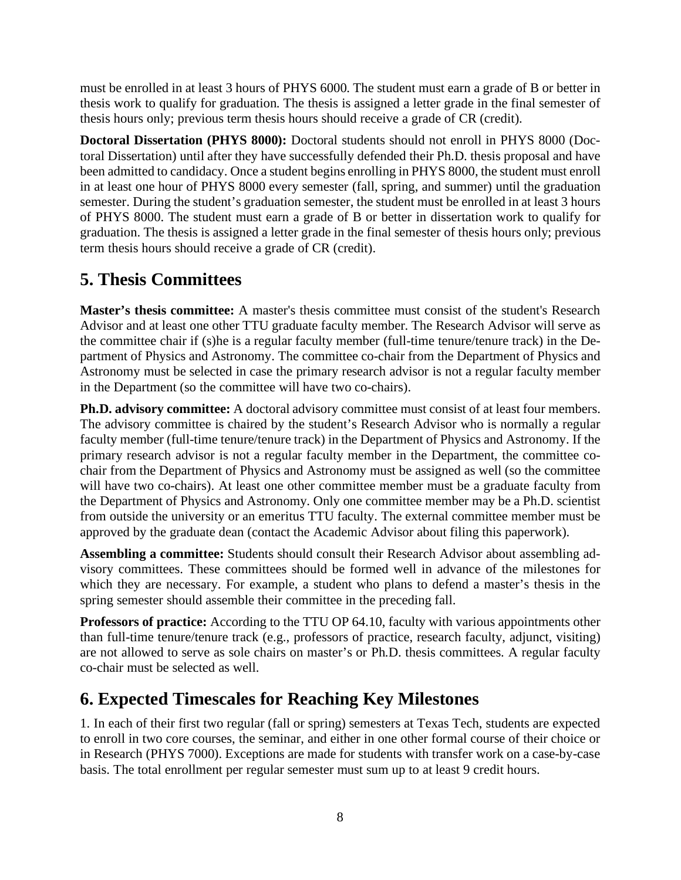must be enrolled in at least 3 hours of PHYS 6000. The student must earn a grade of B or better in thesis work to qualify for graduation. The thesis is assigned a letter grade in the final semester of thesis hours only; previous term thesis hours should receive a grade of CR (credit).

**Doctoral Dissertation (PHYS 8000):** Doctoral students should not enroll in PHYS 8000 (Doctoral Dissertation) until after they have successfully defended their Ph.D. thesis proposal and have been admitted to candidacy. Once a student begins enrolling in PHYS 8000, the student must enroll in at least one hour of PHYS 8000 every semester (fall, spring, and summer) until the graduation semester. During the student's graduation semester, the student must be enrolled in at least 3 hours of PHYS 8000. The student must earn a grade of B or better in dissertation work to qualify for graduation. The thesis is assigned a letter grade in the final semester of thesis hours only; previous term thesis hours should receive a grade of CR (credit).

## 5. Thesis Committees

**Master's thesis committee:** A master's thesis committee must consist of the student's Research Advisor and at least one other TTU graduate faculty member. The Research Advisor will serve as the committee chair if (s)he is a regular faculty member (full-time tenure/tenure track) in the Department of Physics and Astronomy. The committee co-chair from the Department of Physics and Astronomy must be selected in case the primary research advisor is not a regular faculty member in the Department (so the committee will have two co-chairs).

**Ph.D. advisory committee:** A doctoral advisory committee must consist of at least four members. The advisory committee is chaired by the student's Research Advisor who is normally a regular faculty member (full-time tenure/tenure track) in the Department of Physics and Astronomy. If the primary research advisor is not a regular faculty member in the Department, the committee co-chair from the Department of Physics and Astronomy must be assigned as well (so the committee will have two co-chairs). At least one other committee member must be a graduate faculty from the Department of Physics and Astronomy. Only one committee member may be a Ph.D. scientist from outside the university or an emeritus TTU faculty. The external committee member must be approved by the graduate dean (contact the Academic Advisor about filing this paperwork).

**Assembling a committee:** Students should consult their Research Advisor about assembling advisory committees. These committees should be formed well in advance of the milestones for which they are necessary. For example, a student who plans to defend a master's thesis in the spring semester should assemble their committee in the preceding fall.

**Professors of practice:** According to the TTU OP 64.10, faculty with various appointments other than full-time tenure/tenure track (e.g., professors of practice, research faculty, adjunct, visiting) are not allowed to serve as sole chairs on master's or Ph.D. thesis committees. A regular faculty co-chair must be selected as well.

## 6. Expected Timescales for Reaching Key Milestones

1. In each of their first two regular (fall or spring) semesters at Texas Tech, students are expected to enroll in two core courses, the seminar, and either in one other formal course of their choice or in Research (PHYS 7000). Exceptions are made for students with transfer work on a case-by-case basis. The total enrollment per regular semester must sum up to at least 9 credit hours.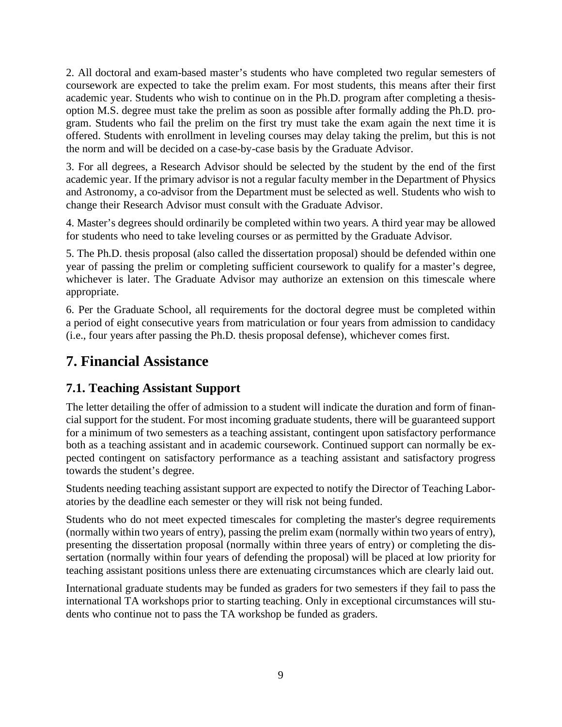2. All doctoral and exam-based master's students who have completed two regular semesters of coursework are expected to take the prelim exam. For most students, this means after their first academic year. Students who wish to continue on in the Ph.D. program after completing a thesis-option M.S. degree must take the prelim as soon as possible after formally adding the Ph.D. program. Students who fail the prelim on the first try must take the exam again the next time it is offered. Students with enrollment in leveling courses may delay taking the prelim, but this is not the norm and will be decided on a case-by-case basis by the Graduate Advisor.

3. For all degrees, a Research Advisor should be selected by the student by the end of the first academic year. If the primary advisor is not a regular faculty member in the Department of Physics and Astronomy, a co-advisor from the Department must be selected as well. Students who wish to change their Research Advisor must consult with the Graduate Advisor.

4. Master's degrees should ordinarily be completed within two years. A third year may be allowed for students who need to take leveling courses or as permitted by the Graduate Advisor.

5. The Ph.D. thesis proposal (also called the dissertation proposal) should be defended within one year of passing the prelim or completing sufficient coursework to qualify for a master's degree, whichever is later. The Graduate Advisor may authorize an extension on this timescale where appropriate.

6. Per the Graduate School, all requirements for the doctoral degree must be completed within a period of eight consecutive years from matriculation or four years from admission to candidacy (i.e., four years after passing the Ph.D. thesis proposal defense), whichever comes first.

# 7. Financial Assistance

## 7.1. Teaching Assistant Support

The letter detailing the offer of admission to a student will indicate the duration and form of financial support for the student. For most incoming graduate students, there will be guaranteed support for a minimum of two semesters as a teaching assistant, contingent upon satisfactory performance both as a teaching assistant and in academic coursework. Continued support can normally be expected contingent on satisfactory performance as a teaching assistant and satisfactory progress towards the student's degree.

Students needing teaching assistant support are expected to notify the Director of Teaching Laboratories by the deadline each semester or they will risk not being funded.

Students who do not meet expected timescales for completing the master's degree requirements (normally within two years of entry), passing the prelim exam (normally within two years of entry), presenting the dissertation proposal (normally within three years of entry) or completing the dissertation (normally within four years of defending the proposal) will be placed at low priority for teaching assistant positions unless there are extenuating circumstances which are clearly laid out.

International graduate students may be funded as graders for two semesters if they fail to pass the international TA workshops prior to starting teaching. Only in exceptional circumstances will students who continue not to pass the TA workshop be funded as graders.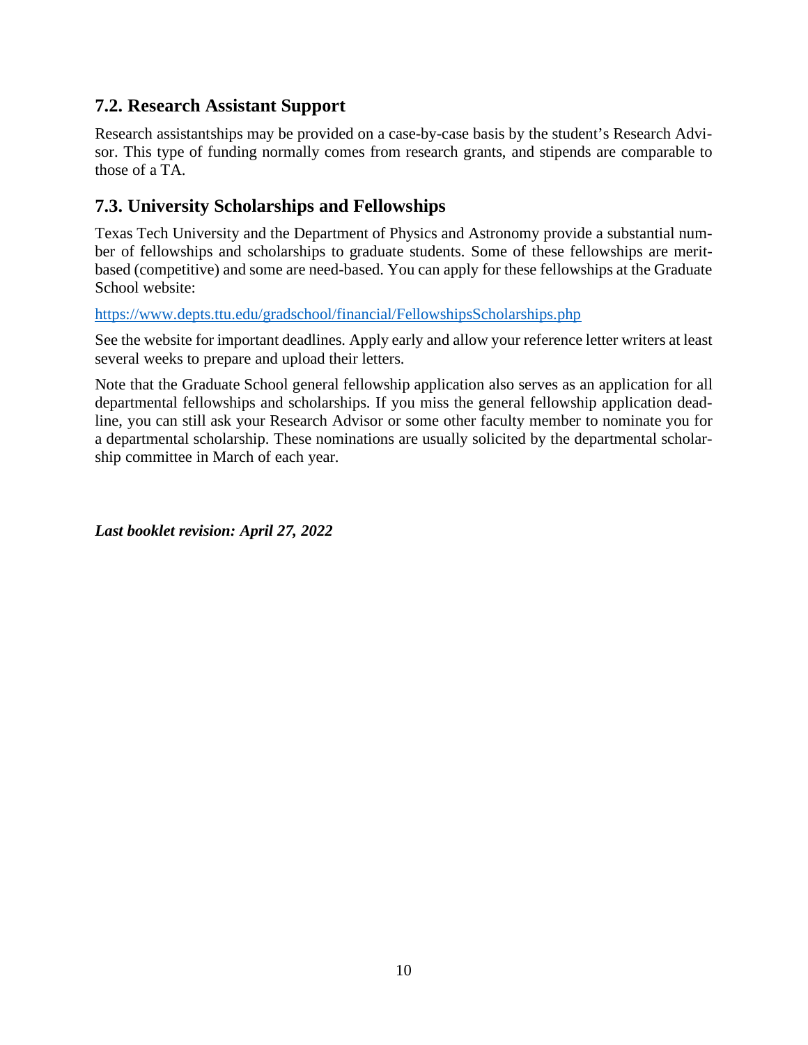## 7.2. Research Assistant Support

Research assistantships may be provided on a case-by-case basis by the student's Research Advisor. This type of funding normally comes from research grants, and stipends are comparable to those of a TA.

## 7.3. University Scholarships and Fellowships

Texas Tech University and the Department of Physics and Astronomy provide a substantial number of fellowships and scholarships to graduate students. Some of these fellowships are merit-based (competitive) and some are need-based. You can apply for these fellowships at the Graduate School website:

https://www.depts.ttu.edu/gradschool/financial/FellowshipsScholarships.php

See the website for important deadlines. Apply early and allow your reference letter writers at least several weeks to prepare and upload their letters.

Note that the Graduate School general fellowship application also serves as an application for all departmental fellowships and scholarships. If you miss the general fellowship application deadline, you can still ask your Research Advisor or some other faculty member to nominate you for a departmental scholarship. These nominations are usually solicited by the departmental scholarship committee in March of each year.

***Last booklet revision: April 27, 2022***